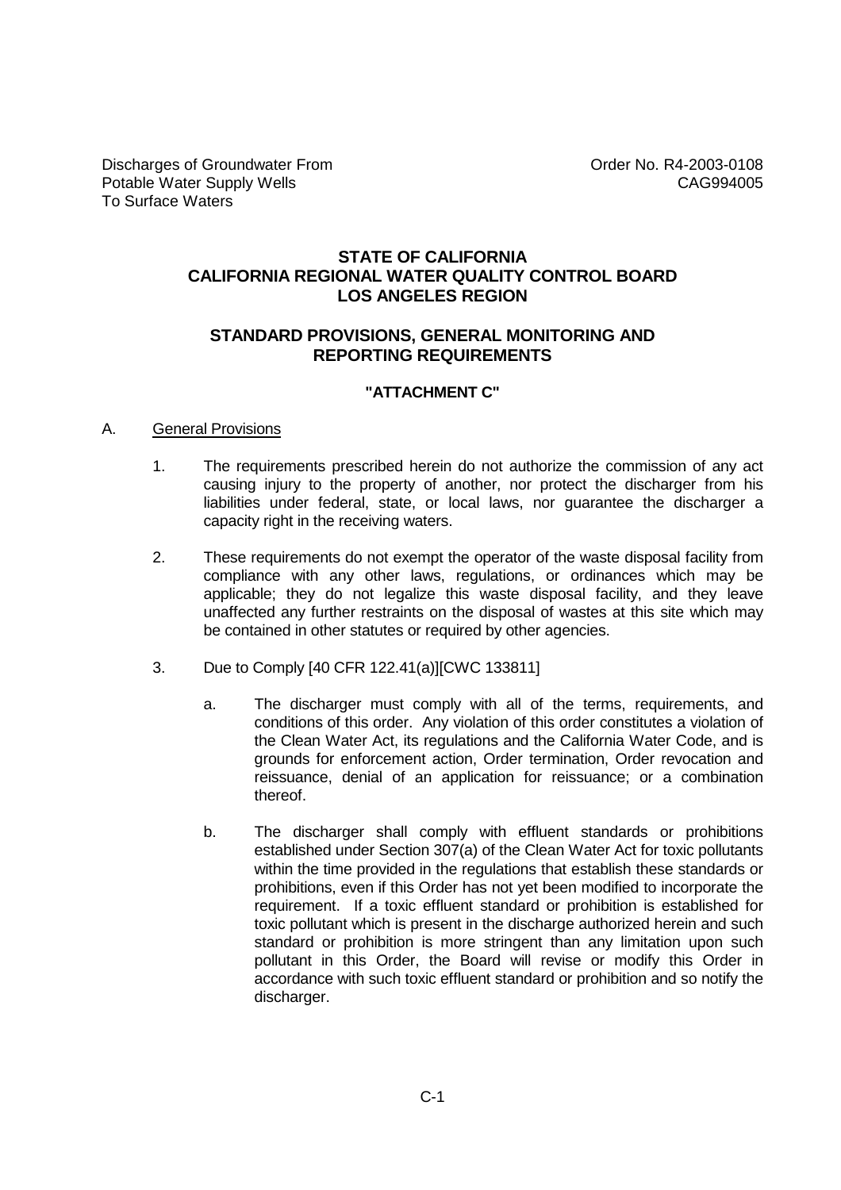Discharges of Groundwater From
Potable Water Supply Wells
To Surface Waters

Order No. R4-2003-0108
CAG994005

# STATE OF CALIFORNIA
# CALIFORNIA REGIONAL WATER QUALITY CONTROL BOARD
# LOS ANGELES REGION

## STANDARD PROVISIONS, GENERAL MONITORING AND REPORTING REQUIREMENTS

### "ATTACHMENT C"

A. General Provisions

1. The requirements prescribed herein do not authorize the commission of any act causing injury to the property of another, nor protect the discharger from his liabilities under federal, state, or local laws, nor guarantee the discharger a capacity right in the receiving waters.

2. These requirements do not exempt the operator of the waste disposal facility from compliance with any other laws, regulations, or ordinances which may be applicable; they do not legalize this waste disposal facility, and they leave unaffected any further restraints on the disposal of wastes at this site which may be contained in other statutes or required by other agencies.

3. Due to Comply [40 CFR 122.41(a)][CWC 133811]

   a. The discharger must comply with all of the terms, requirements, and conditions of this order. Any violation of this order constitutes a violation of the Clean Water Act, its regulations and the California Water Code, and is grounds for enforcement action, Order termination, Order revocation and reissuance, denial of an application for reissuance; or a combination thereof.

   b. The discharger shall comply with effluent standards or prohibitions established under Section 307(a) of the Clean Water Act for toxic pollutants within the time provided in the regulations that establish these standards or prohibitions, even if this Order has not yet been modified to incorporate the requirement. If a toxic effluent standard or prohibition is established for toxic pollutant which is present in the discharge authorized herein and such standard or prohibition is more stringent than any limitation upon such pollutant in this Order, the Board will revise or modify this Order in accordance with such toxic effluent standard or prohibition and so notify the discharger.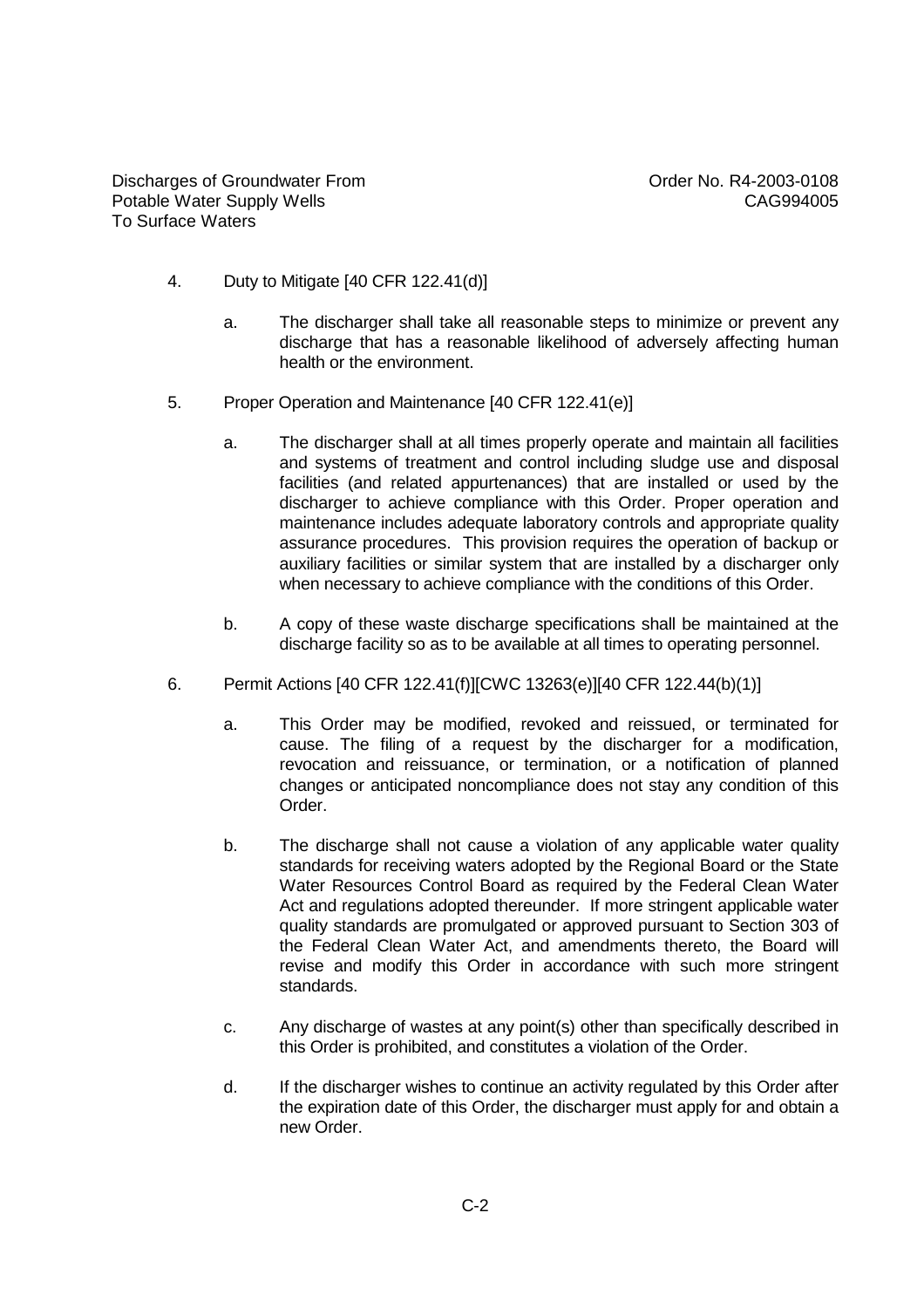4. Duty to Mitigate [40 CFR 122.41(d)]

   a. The discharger shall take all reasonable steps to minimize or prevent any discharge that has a reasonable likelihood of adversely affecting human health or the environment.

5. Proper Operation and Maintenance [40 CFR 122.41(e)]

   a. The discharger shall at all times properly operate and maintain all facilities and systems of treatment and control including sludge use and disposal facilities (and related appurtenances) that are installed or used by the discharger to achieve compliance with this Order. Proper operation and maintenance includes adequate laboratory controls and appropriate quality assurance procedures. This provision requires the operation of backup or auxiliary facilities or similar system that are installed by a discharger only when necessary to achieve compliance with the conditions of this Order.

   b. A copy of these waste discharge specifications shall be maintained at the discharge facility so as to be available at all times to operating personnel.

6. Permit Actions [40 CFR 122.41(f)][CWC 13263(e)][40 CFR 122.44(b)(1)]

   a. This Order may be modified, revoked and reissued, or terminated for cause. The filing of a request by the discharger for a modification, revocation and reissuance, or termination, or a notification of planned changes or anticipated noncompliance does not stay any condition of this Order.

   b. The discharge shall not cause a violation of any applicable water quality standards for receiving waters adopted by the Regional Board or the State Water Resources Control Board as required by the Federal Clean Water Act and regulations adopted thereunder. If more stringent applicable water quality standards are promulgated or approved pursuant to Section 303 of the Federal Clean Water Act, and amendments thereto, the Board will revise and modify this Order in accordance with such more stringent standards.

   c. Any discharge of wastes at any point(s) other than specifically described in this Order is prohibited, and constitutes a violation of the Order.

   d. If the discharger wishes to continue an activity regulated by this Order after the expiration date of this Order, the discharger must apply for and obtain a new Order.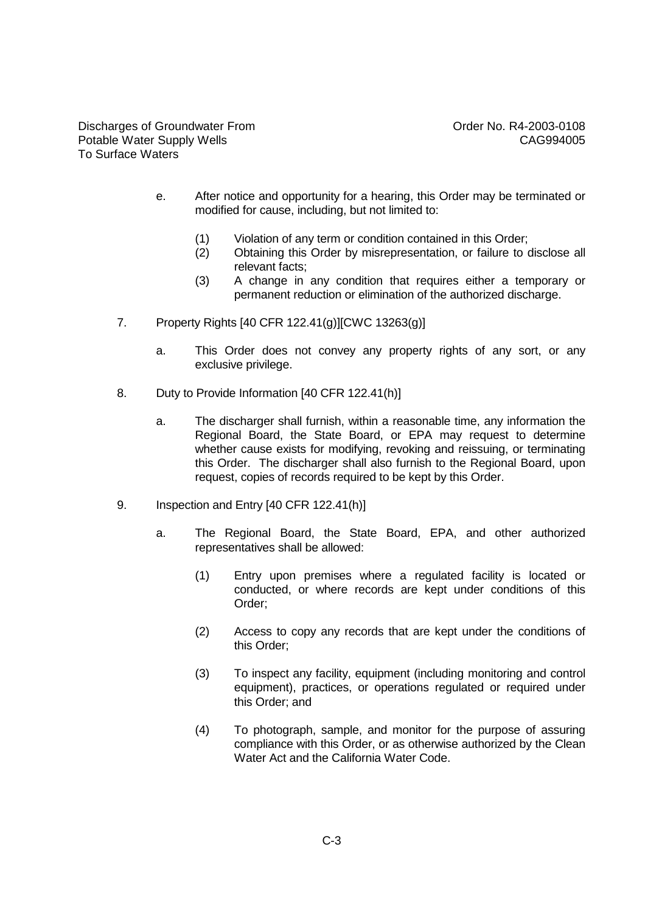e. After notice and opportunity for a hearing, this Order may be terminated or modified for cause, including, but not limited to:

   (1) Violation of any term or condition contained in this Order;
   (2) Obtaining this Order by misrepresentation, or failure to disclose all relevant facts;
   (3) A change in any condition that requires either a temporary or permanent reduction or elimination of the authorized discharge.

7. Property Rights [40 CFR 122.41(g)][CWC 13263(g)]

   a. This Order does not convey any property rights of any sort, or any exclusive privilege.

8. Duty to Provide Information [40 CFR 122.41(h)]

   a. The discharger shall furnish, within a reasonable time, any information the Regional Board, the State Board, or EPA may request to determine whether cause exists for modifying, revoking and reissuing, or terminating this Order. The discharger shall also furnish to the Regional Board, upon request, copies of records required to be kept by this Order.

9. Inspection and Entry [40 CFR 122.41(h)]

   a. The Regional Board, the State Board, EPA, and other authorized representatives shall be allowed:

      (1) Entry upon premises where a regulated facility is located or conducted, or where records are kept under conditions of this Order;

      (2) Access to copy any records that are kept under the conditions of this Order;

      (3) To inspect any facility, equipment (including monitoring and control equipment), practices, or operations regulated or required under this Order; and

      (4) To photograph, sample, and monitor for the purpose of assuring compliance with this Order, or as otherwise authorized by the Clean Water Act and the California Water Code.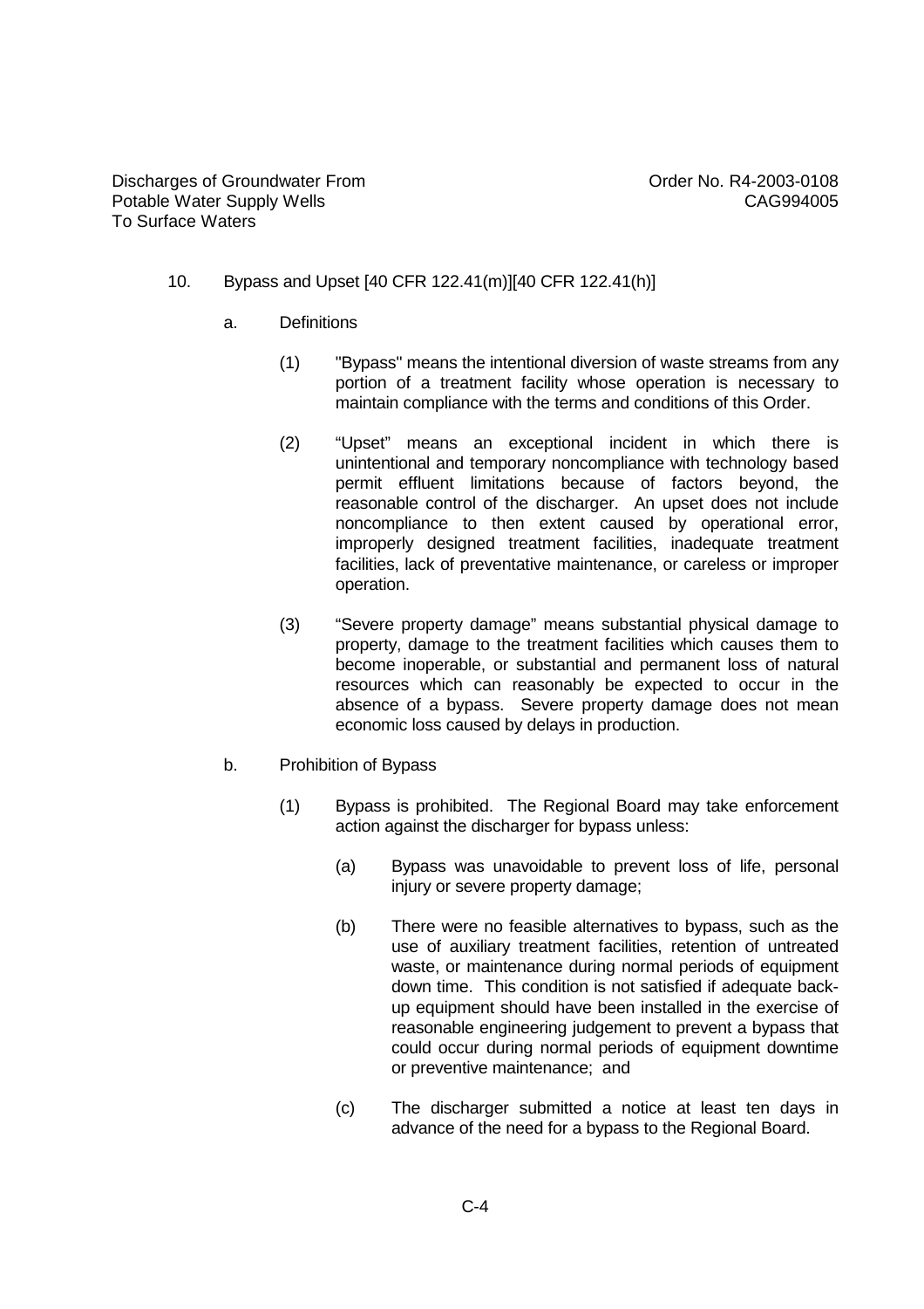10. Bypass and Upset [40 CFR 122.41(m)][40 CFR 122.41(h)]

   a. Definitions

      (1) "Bypass" means the intentional diversion of waste streams from any portion of a treatment facility whose operation is necessary to maintain compliance with the terms and conditions of this Order.

      (2) "Upset" means an exceptional incident in which there is unintentional and temporary noncompliance with technology based permit effluent limitations because of factors beyond, the reasonable control of the discharger. An upset does not include noncompliance to then extent caused by operational error, improperly designed treatment facilities, inadequate treatment facilities, lack of preventative maintenance, or careless or improper operation.

      (3) "Severe property damage" means substantial physical damage to property, damage to the treatment facilities which causes them to become inoperable, or substantial and permanent loss of natural resources which can reasonably be expected to occur in the absence of a bypass. Severe property damage does not mean economic loss caused by delays in production.

   b. Prohibition of Bypass

      (1) Bypass is prohibited. The Regional Board may take enforcement action against the discharger for bypass unless:

         (a) Bypass was unavoidable to prevent loss of life, personal injury or severe property damage;

         (b) There were no feasible alternatives to bypass, such as the use of auxiliary treatment facilities, retention of untreated waste, or maintenance during normal periods of equipment down time. This condition is not satisfied if adequate back-up equipment should have been installed in the exercise of reasonable engineering judgement to prevent a bypass that could occur during normal periods of equipment downtime or preventive maintenance; and

         (c) The discharger submitted a notice at least ten days in advance of the need for a bypass to the Regional Board.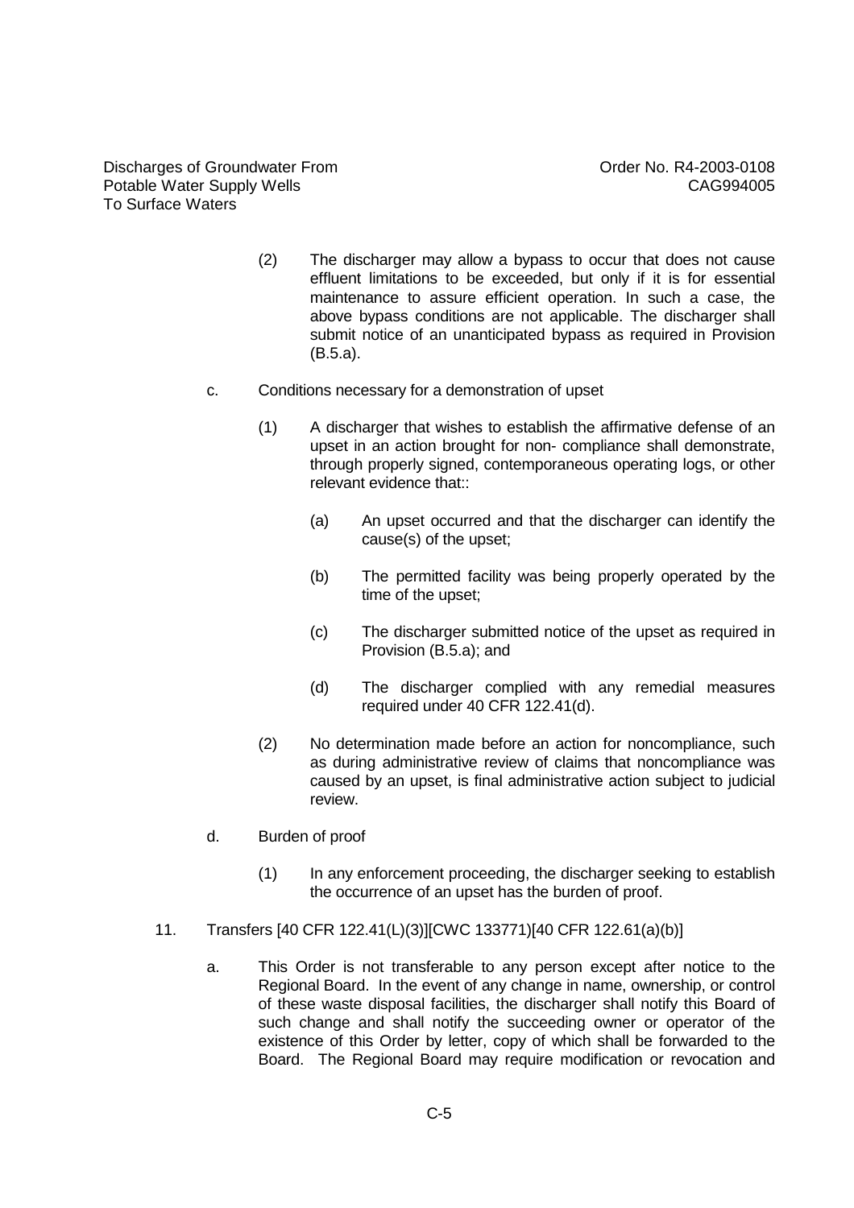(2) The discharger may allow a bypass to occur that does not cause effluent limitations to be exceeded, but only if it is for essential maintenance to assure efficient operation. In such a case, the above bypass conditions are not applicable. The discharger shall submit notice of an unanticipated bypass as required in Provision (B.5.a).

c. Conditions necessary for a demonstration of upset

(1) A discharger that wishes to establish the affirmative defense of an upset in an action brought for non- compliance shall demonstrate, through properly signed, contemporaneous operating logs, or other relevant evidence that::

(a) An upset occurred and that the discharger can identify the cause(s) of the upset;

(b) The permitted facility was being properly operated by the time of the upset;

(c) The discharger submitted notice of the upset as required in Provision (B.5.a); and

(d) The discharger complied with any remedial measures required under 40 CFR 122.41(d).

(2) No determination made before an action for noncompliance, such as during administrative review of claims that noncompliance was caused by an upset, is final administrative action subject to judicial review.

d. Burden of proof

(1) In any enforcement proceeding, the discharger seeking to establish the occurrence of an upset has the burden of proof.

11. Transfers [40 CFR 122.41(L)(3)][CWC 133771][40 CFR 122.61(a)(b)]

a. This Order is not transferable to any person except after notice to the Regional Board. In the event of any change in name, ownership, or control of these waste disposal facilities, the discharger shall notify this Board of such change and shall notify the succeeding owner or operator of the existence of this Order by letter, copy of which shall be forwarded to the Board. The Regional Board may require modification or revocation and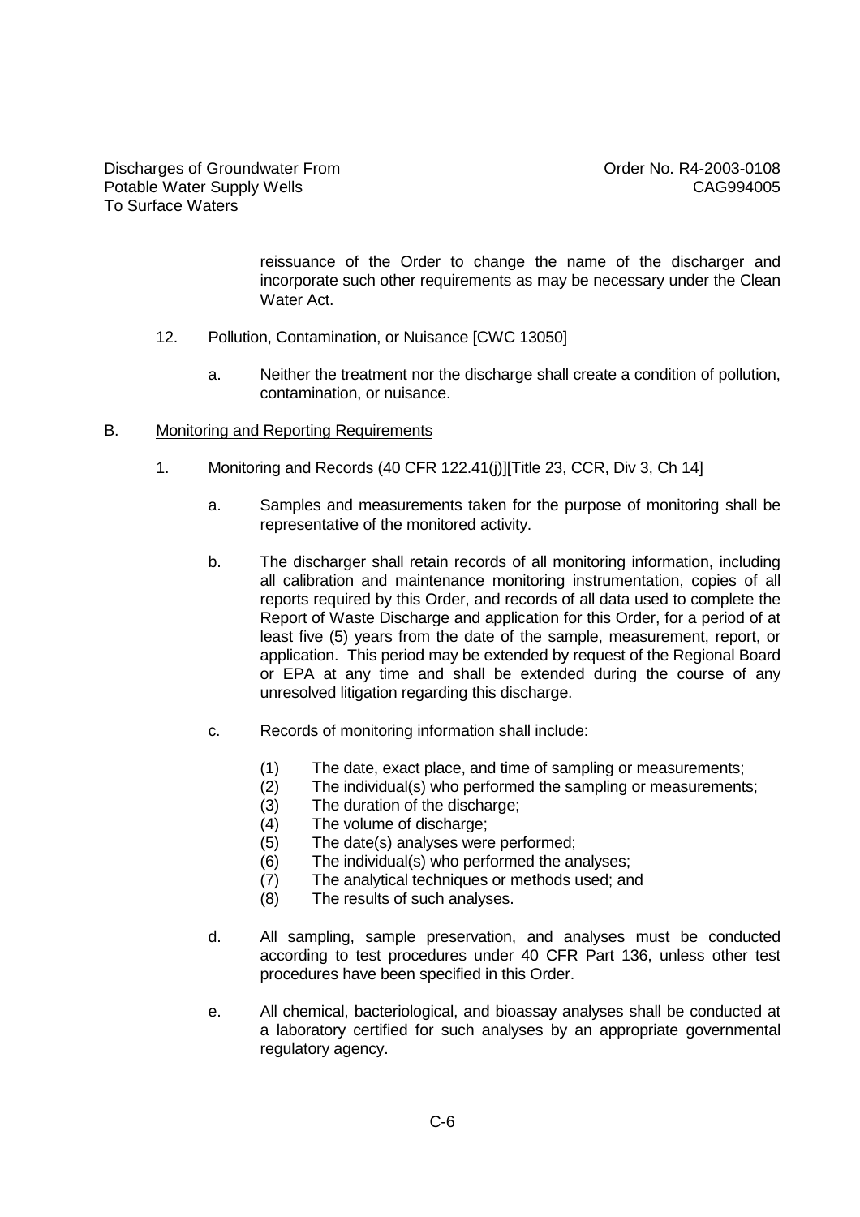reissuance of the Order to change the name of the discharger and incorporate such other requirements as may be necessary under the Clean Water Act.

12. Pollution, Contamination, or Nuisance [CWC 13050]

    a. Neither the treatment nor the discharge shall create a condition of pollution, contamination, or nuisance.

B. Monitoring and Reporting Requirements

1. Monitoring and Records (40 CFR 122.41(j)][Title 23, CCR, Div 3, Ch 14]

    a. Samples and measurements taken for the purpose of monitoring shall be representative of the monitored activity.

    b. The discharger shall retain records of all monitoring information, including all calibration and maintenance monitoring instrumentation, copies of all reports required by this Order, and records of all data used to complete the Report of Waste Discharge and application for this Order, for a period of at least five (5) years from the date of the sample, measurement, report, or application. This period may be extended by request of the Regional Board or EPA at any time and shall be extended during the course of any unresolved litigation regarding this discharge.

    c. Records of monitoring information shall include:

        (1) The date, exact place, and time of sampling or measurements;
        (2) The individual(s) who performed the sampling or measurements;
        (3) The duration of the discharge;
        (4) The volume of discharge;
        (5) The date(s) analyses were performed;
        (6) The individual(s) who performed the analyses;
        (7) The analytical techniques or methods used; and
        (8) The results of such analyses.

    d. All sampling, sample preservation, and analyses must be conducted according to test procedures under 40 CFR Part 136, unless other test procedures have been specified in this Order.

    e. All chemical, bacteriological, and bioassay analyses shall be conducted at a laboratory certified for such analyses by an appropriate governmental regulatory agency.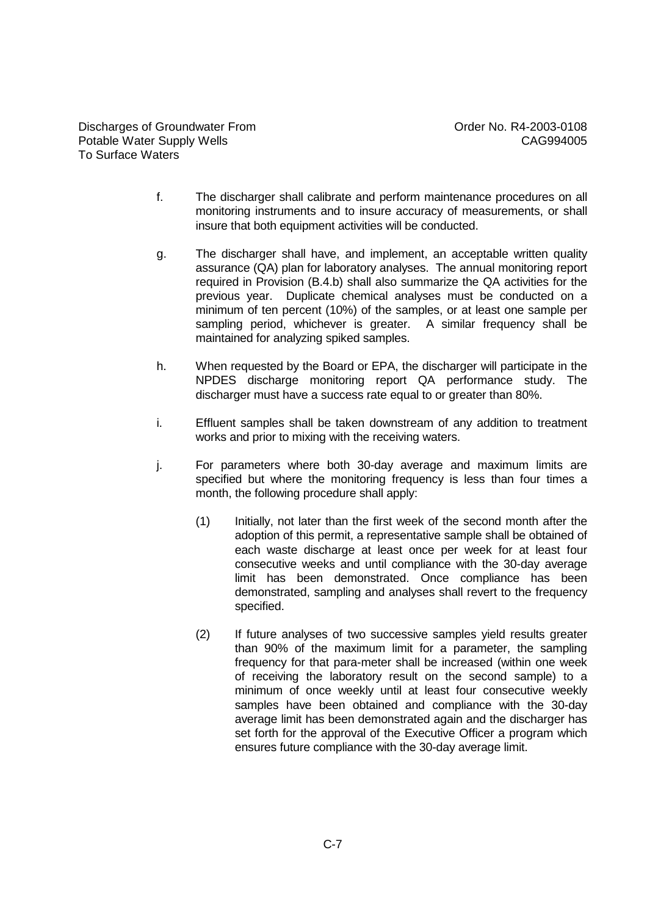f. The discharger shall calibrate and perform maintenance procedures on all monitoring instruments and to insure accuracy of measurements, or shall insure that both equipment activities will be conducted.

g. The discharger shall have, and implement, an acceptable written quality assurance (QA) plan for laboratory analyses. The annual monitoring report required in Provision (B.4.b) shall also summarize the QA activities for the previous year. Duplicate chemical analyses must be conducted on a minimum of ten percent (10%) of the samples, or at least one sample per sampling period, whichever is greater. A similar frequency shall be maintained for analyzing spiked samples.

h. When requested by the Board or EPA, the discharger will participate in the NPDES discharge monitoring report QA performance study. The discharger must have a success rate equal to or greater than 80%.

i. Effluent samples shall be taken downstream of any addition to treatment works and prior to mixing with the receiving waters.

j. For parameters where both 30-day average and maximum limits are specified but where the monitoring frequency is less than four times a month, the following procedure shall apply:

   (1) Initially, not later than the first week of the second month after the adoption of this permit, a representative sample shall be obtained of each waste discharge at least once per week for at least four consecutive weeks and until compliance with the 30-day average limit has been demonstrated. Once compliance has been demonstrated, sampling and analyses shall revert to the frequency specified.

   (2) If future analyses of two successive samples yield results greater than 90% of the maximum limit for a parameter, the sampling frequency for that para-meter shall be increased (within one week of receiving the laboratory result on the second sample) to a minimum of once weekly until at least four consecutive weekly samples have been obtained and compliance with the 30-day average limit has been demonstrated again and the discharger has set forth for the approval of the Executive Officer a program which ensures future compliance with the 30-day average limit.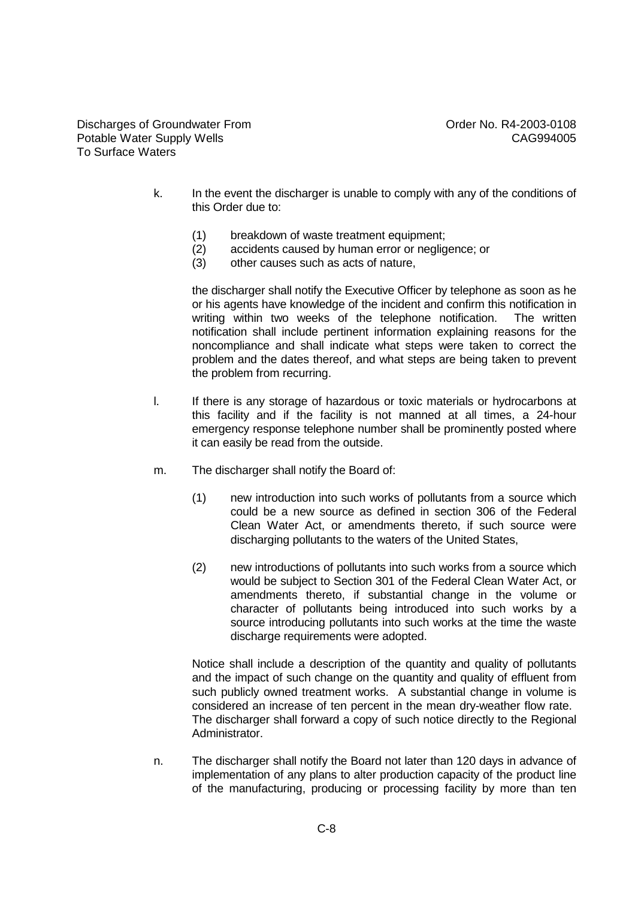k. In the event the discharger is unable to comply with any of the conditions of this Order due to:

   (1) breakdown of waste treatment equipment;
   (2) accidents caused by human error or negligence; or
   (3) other causes such as acts of nature,

   the discharger shall notify the Executive Officer by telephone as soon as he or his agents have knowledge of the incident and confirm this notification in writing within two weeks of the telephone notification. The written notification shall include pertinent information explaining reasons for the noncompliance and shall indicate what steps were taken to correct the problem and the dates thereof, and what steps are being taken to prevent the problem from recurring.

l. If there is any storage of hazardous or toxic materials or hydrocarbons at this facility and if the facility is not manned at all times, a 24-hour emergency response telephone number shall be prominently posted where it can easily be read from the outside.

m. The discharger shall notify the Board of:

   (1) new introduction into such works of pollutants from a source which could be a new source as defined in section 306 of the Federal Clean Water Act, or amendments thereto, if such source were discharging pollutants to the waters of the United States,

   (2) new introductions of pollutants into such works from a source which would be subject to Section 301 of the Federal Clean Water Act, or amendments thereto, if substantial change in the volume or character of pollutants being introduced into such works by a source introducing pollutants into such works at the time the waste discharge requirements were adopted.

   Notice shall include a description of the quantity and quality of pollutants and the impact of such change on the quantity and quality of effluent from such publicly owned treatment works. A substantial change in volume is considered an increase of ten percent in the mean dry-weather flow rate. The discharger shall forward a copy of such notice directly to the Regional Administrator.

n. The discharger shall notify the Board not later than 120 days in advance of implementation of any plans to alter production capacity of the product line of the manufacturing, producing or processing facility by more than ten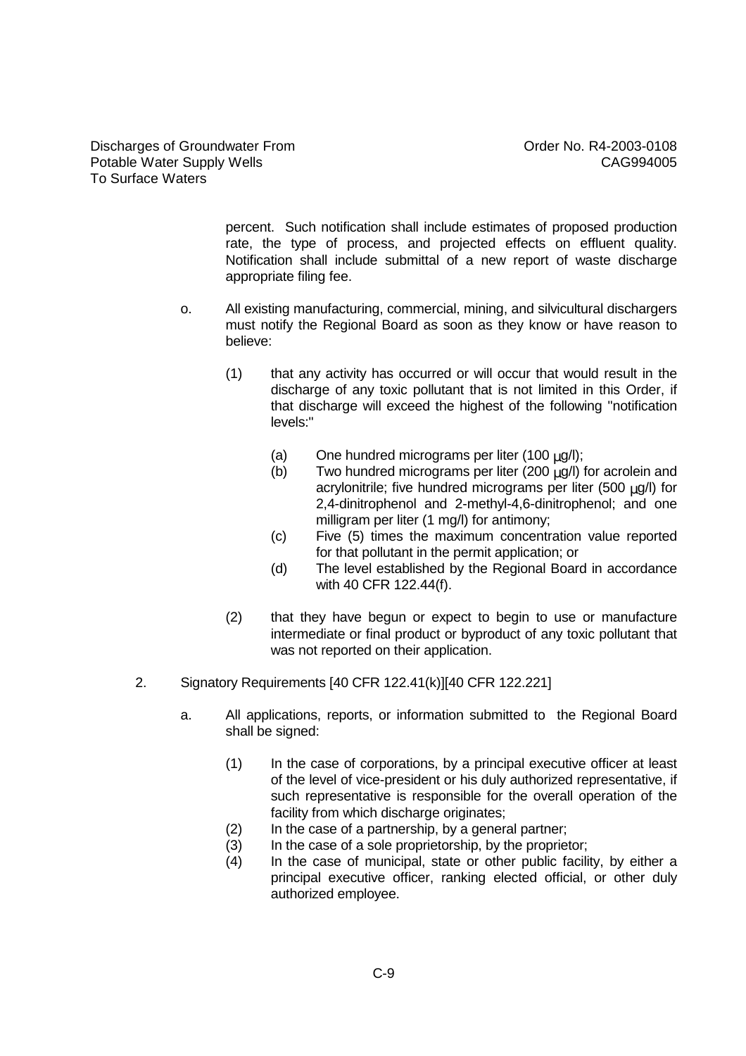percent. Such notification shall include estimates of proposed production rate, the type of process, and projected effects on effluent quality. Notification shall include submittal of a new report of waste discharge appropriate filing fee.

o. All existing manufacturing, commercial, mining, and silvicultural dischargers must notify the Regional Board as soon as they know or have reason to believe:

   (1) that any activity has occurred or will occur that would result in the discharge of any toxic pollutant that is not limited in this Order, if that discharge will exceed the highest of the following "notification levels:"

      (a) One hundred micrograms per liter (100 μg/l);
      (b) Two hundred micrograms per liter (200 μg/l) for acrolein and acrylonitrile; five hundred micrograms per liter (500 μg/l) for 2,4-dinitrophenol and 2-methyl-4,6-dinitrophenol; and one milligram per liter (1 mg/l) for antimony;
      (c) Five (5) times the maximum concentration value reported for that pollutant in the permit application; or
      (d) The level established by the Regional Board in accordance with 40 CFR 122.44(f).

   (2) that they have begun or expect to begin to use or manufacture intermediate or final product or byproduct of any toxic pollutant that was not reported on their application.

2. Signatory Requirements [40 CFR 122.41(k)][40 CFR 122.221]

   a. All applications, reports, or information submitted to the Regional Board shall be signed:

      (1) In the case of corporations, by a principal executive officer at least of the level of vice-president or his duly authorized representative, if such representative is responsible for the overall operation of the facility from which discharge originates;
      (2) In the case of a partnership, by a general partner;
      (3) In the case of a sole proprietorship, by the proprietor;
      (4) In the case of municipal, state or other public facility, by either a principal executive officer, ranking elected official, or other duly authorized employee.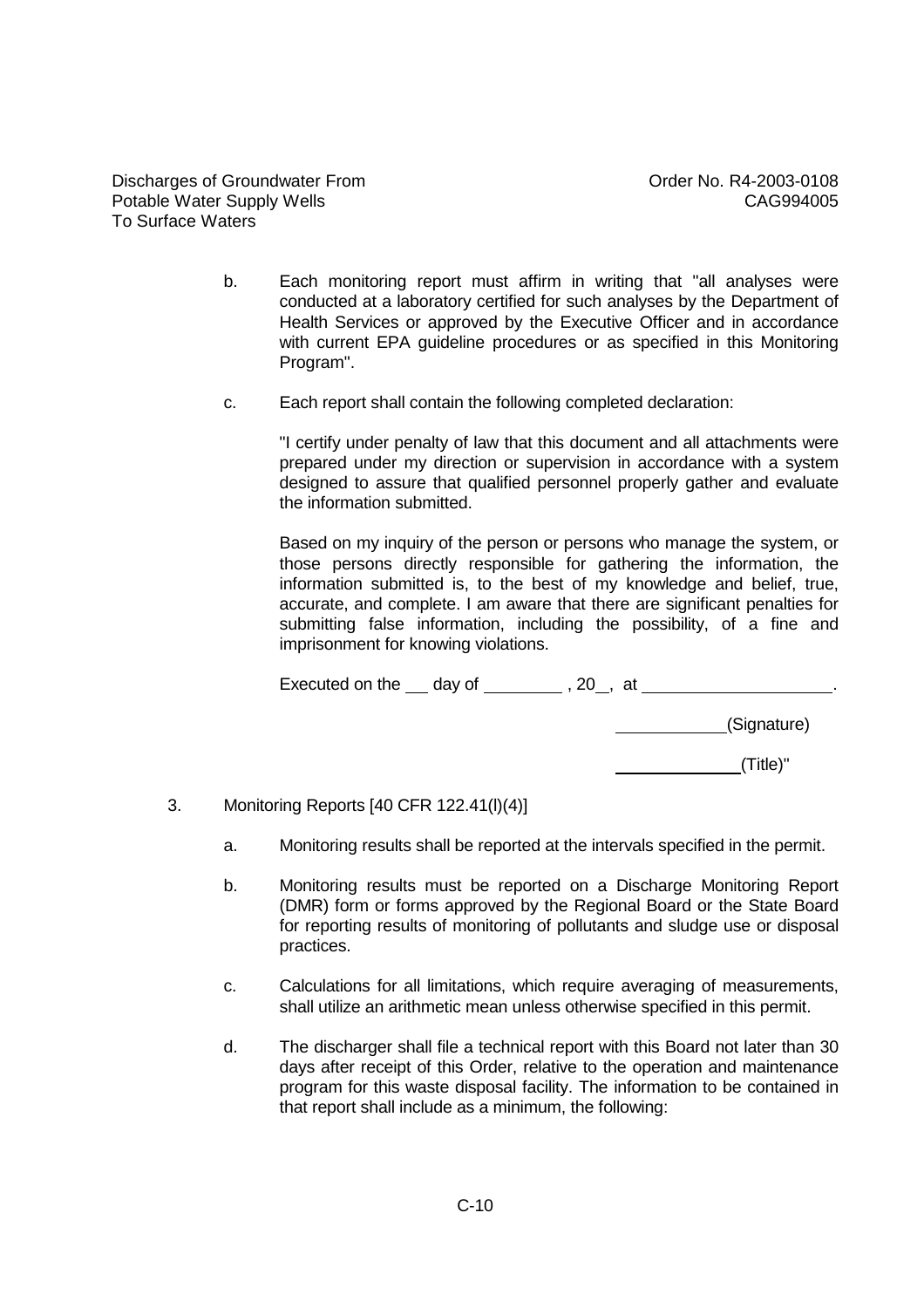b. Each monitoring report must affirm in writing that "all analyses were conducted at a laboratory certified for such analyses by the Department of Health Services or approved by the Executive Officer and in accordance with current EPA guideline procedures or as specified in this Monitoring Program".

c. Each report shall contain the following completed declaration:

"I certify under penalty of law that this document and all attachments were prepared under my direction or supervision in accordance with a system designed to assure that qualified personnel properly gather and evaluate the information submitted.

Based on my inquiry of the person or persons who manage the system, or those persons directly responsible for gathering the information, the information submitted is, to the best of my knowledge and belief, true, accurate, and complete. I am aware that there are significant penalties for submitting false information, including the possibility, of a fine and imprisonment for knowing violations.

Executed on the ___ day of ________ , 20__, at ____________________.

____________(Signature)

______________(Title)"

3. Monitoring Reports [40 CFR 122.41(l)(4)]

a. Monitoring results shall be reported at the intervals specified in the permit.

b. Monitoring results must be reported on a Discharge Monitoring Report (DMR) form or forms approved by the Regional Board or the State Board for reporting results of monitoring of pollutants and sludge use or disposal practices.

c. Calculations for all limitations, which require averaging of measurements, shall utilize an arithmetic mean unless otherwise specified in this permit.

d. The discharger shall file a technical report with this Board not later than 30 days after receipt of this Order, relative to the operation and maintenance program for this waste disposal facility. The information to be contained in that report shall include as a minimum, the following: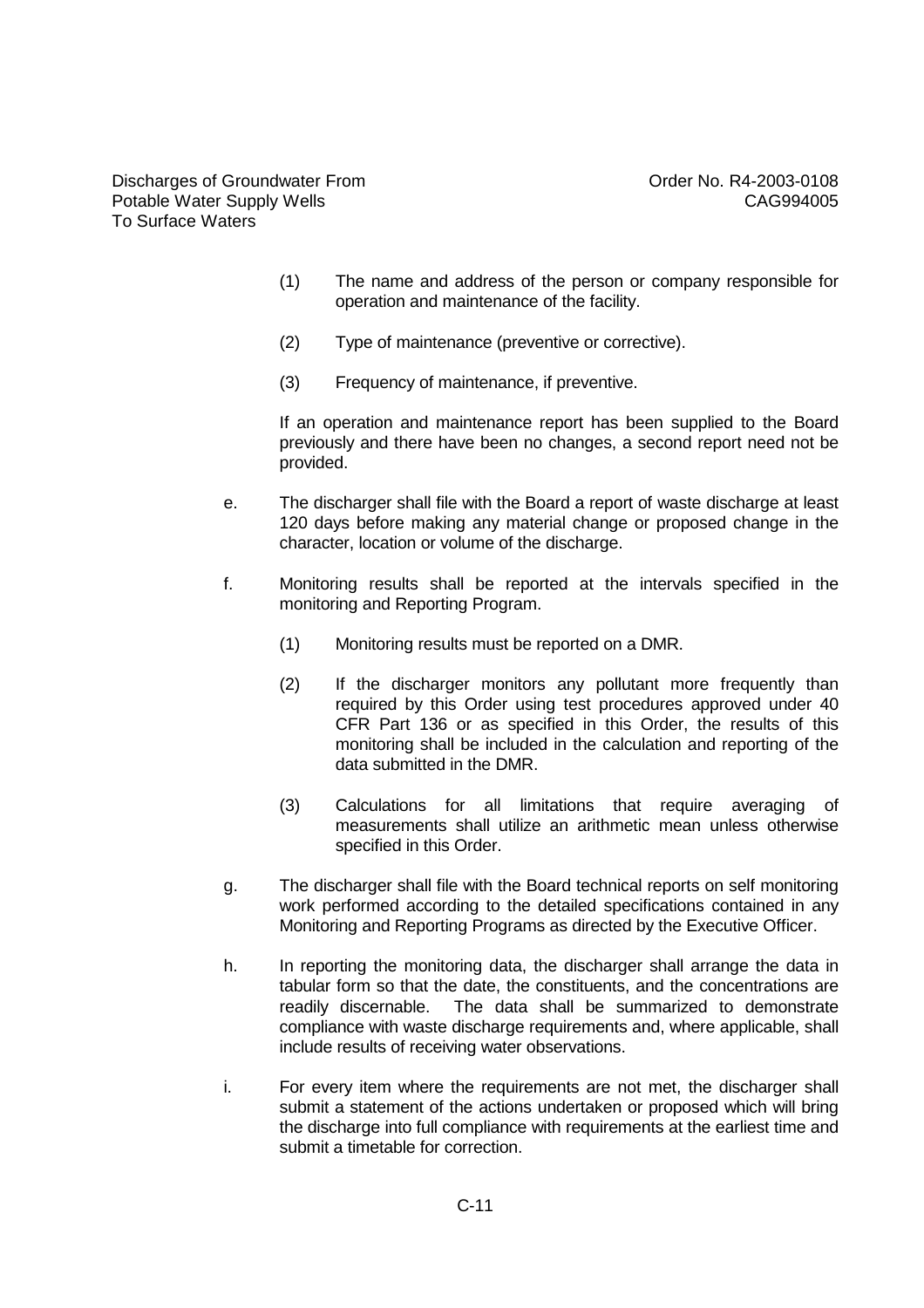(1) The name and address of the person or company responsible for operation and maintenance of the facility.

(2) Type of maintenance (preventive or corrective).

(3) Frequency of maintenance, if preventive.

If an operation and maintenance report has been supplied to the Board previously and there have been no changes, a second report need not be provided.

e. The discharger shall file with the Board a report of waste discharge at least 120 days before making any material change or proposed change in the character, location or volume of the discharge.

f. Monitoring results shall be reported at the intervals specified in the monitoring and Reporting Program.

  (1) Monitoring results must be reported on a DMR.

  (2) If the discharger monitors any pollutant more frequently than required by this Order using test procedures approved under 40 CFR Part 136 or as specified in this Order, the results of this monitoring shall be included in the calculation and reporting of the data submitted in the DMR.

  (3) Calculations for all limitations that require averaging of measurements shall utilize an arithmetic mean unless otherwise specified in this Order.

g. The discharger shall file with the Board technical reports on self monitoring work performed according to the detailed specifications contained in any Monitoring and Reporting Programs as directed by the Executive Officer.

h. In reporting the monitoring data, the discharger shall arrange the data in tabular form so that the date, the constituents, and the concentrations are readily discernable. The data shall be summarized to demonstrate compliance with waste discharge requirements and, where applicable, shall include results of receiving water observations.

i. For every item where the requirements are not met, the discharger shall submit a statement of the actions undertaken or proposed which will bring the discharge into full compliance with requirements at the earliest time and submit a timetable for correction.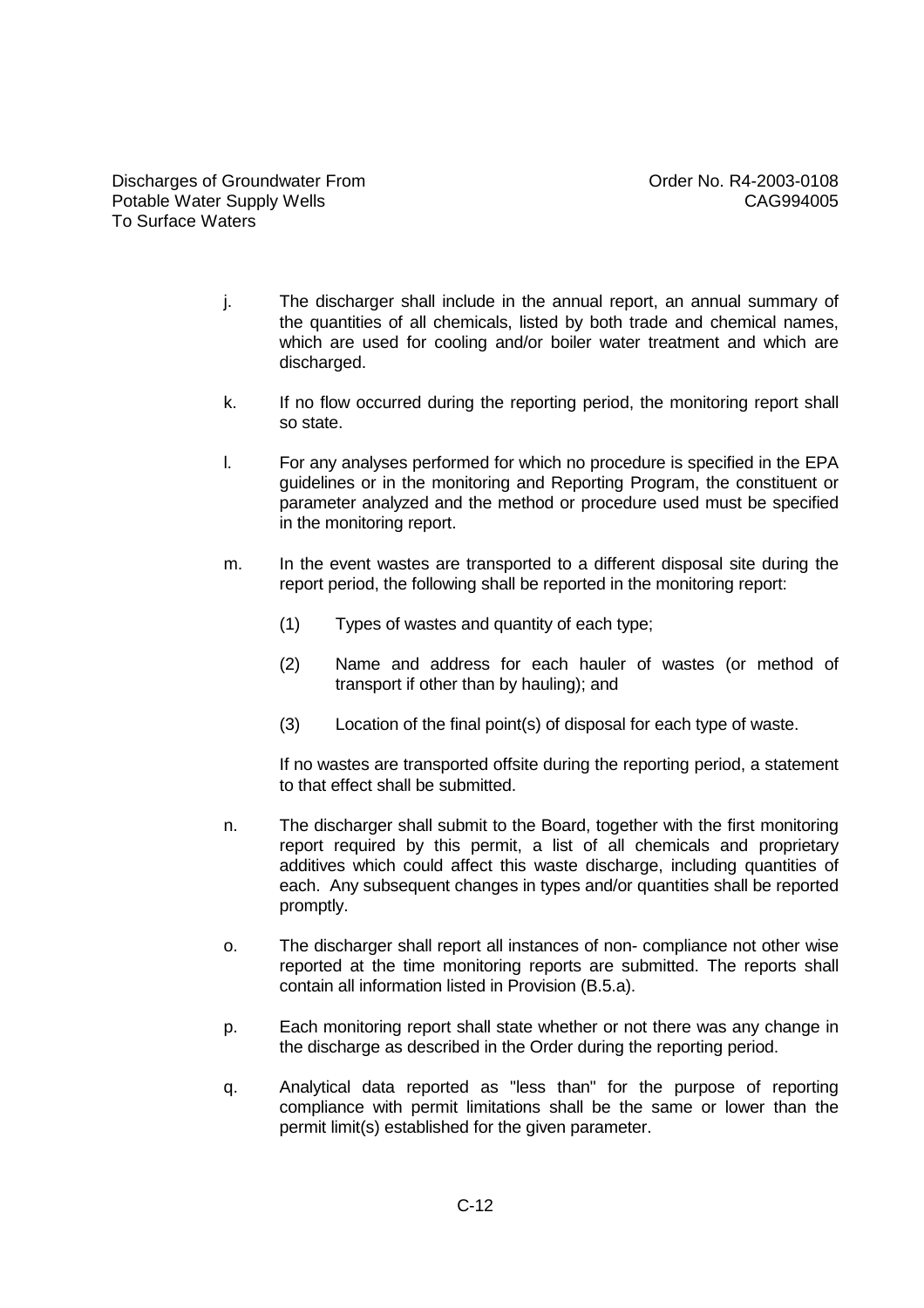j. The discharger shall include in the annual report, an annual summary of the quantities of all chemicals, listed by both trade and chemical names, which are used for cooling and/or boiler water treatment and which are discharged.

k. If no flow occurred during the reporting period, the monitoring report shall so state.

l. For any analyses performed for which no procedure is specified in the EPA guidelines or in the monitoring and Reporting Program, the constituent or parameter analyzed and the method or procedure used must be specified in the monitoring report.

m. In the event wastes are transported to a different disposal site during the report period, the following shall be reported in the monitoring report:

   (1) Types of wastes and quantity of each type;

   (2) Name and address for each hauler of wastes (or method of transport if other than by hauling); and

   (3) Location of the final point(s) of disposal for each type of waste.

   If no wastes are transported offsite during the reporting period, a statement to that effect shall be submitted.

n. The discharger shall submit to the Board, together with the first monitoring report required by this permit, a list of all chemicals and proprietary additives which could affect this waste discharge, including quantities of each. Any subsequent changes in types and/or quantities shall be reported promptly.

o. The discharger shall report all instances of non- compliance not other wise reported at the time monitoring reports are submitted. The reports shall contain all information listed in Provision (B.5.a).

p. Each monitoring report shall state whether or not there was any change in the discharge as described in the Order during the reporting period.

q. Analytical data reported as "less than" for the purpose of reporting compliance with permit limitations shall be the same or lower than the permit limit(s) established for the given parameter.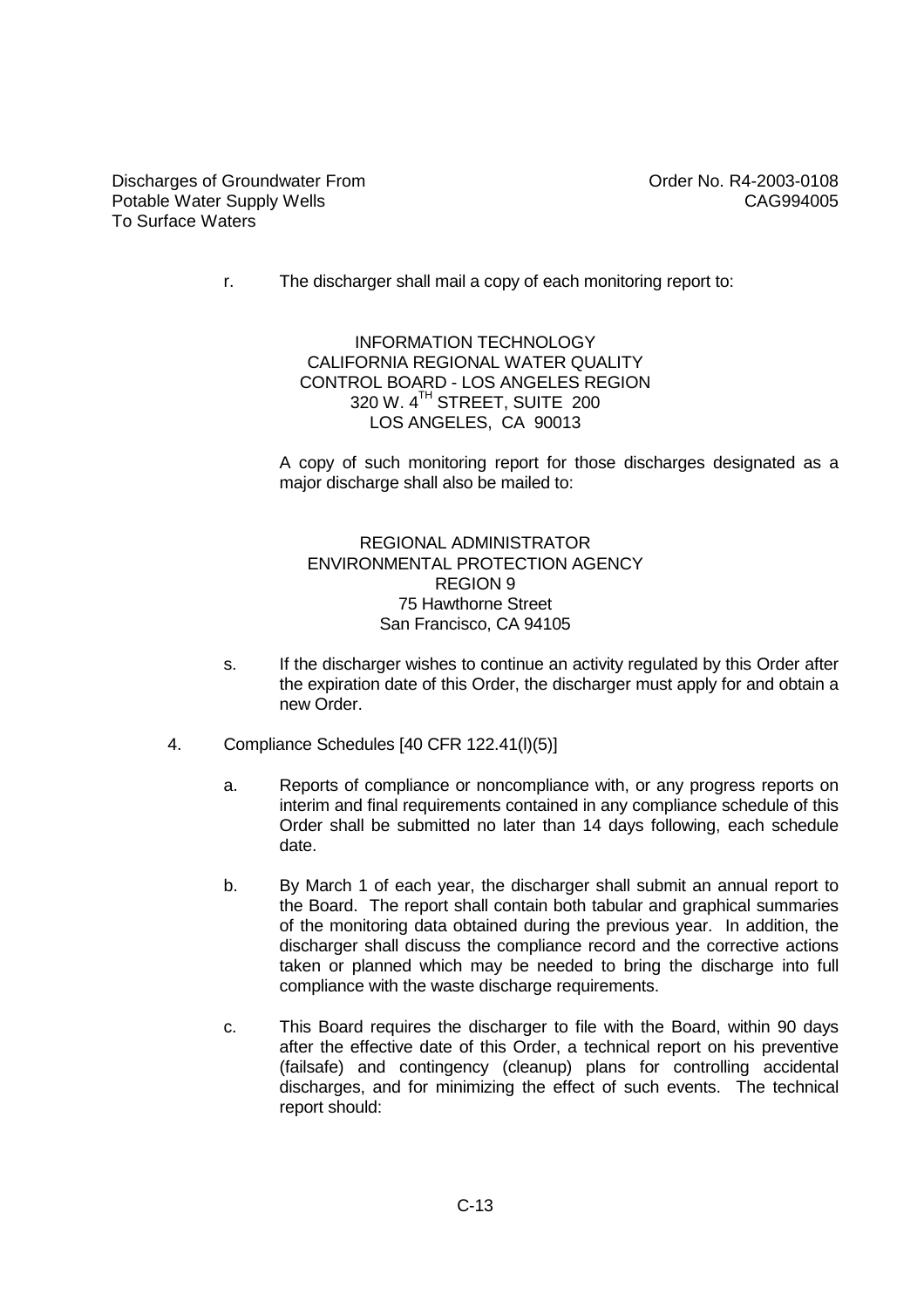r. The discharger shall mail a copy of each monitoring report to:

INFORMATION TECHNOLOGY
CALIFORNIA REGIONAL WATER QUALITY
CONTROL BOARD - LOS ANGELES REGION
320 W. 4TH STREET, SUITE 200
LOS ANGELES, CA 90013

A copy of such monitoring report for those discharges designated as a major discharge shall also be mailed to:

REGIONAL ADMINISTRATOR
ENVIRONMENTAL PROTECTION AGENCY
REGION 9
75 Hawthorne Street
San Francisco, CA 94105

s. If the discharger wishes to continue an activity regulated by this Order after the expiration date of this Order, the discharger must apply for and obtain a new Order.

4. Compliance Schedules [40 CFR 122.41(l)(5)]

   a. Reports of compliance or noncompliance with, or any progress reports on interim and final requirements contained in any compliance schedule of this Order shall be submitted no later than 14 days following, each schedule date.

   b. By March 1 of each year, the discharger shall submit an annual report to the Board. The report shall contain both tabular and graphical summaries of the monitoring data obtained during the previous year. In addition, the discharger shall discuss the compliance record and the corrective actions taken or planned which may be needed to bring the discharge into full compliance with the waste discharge requirements.

   c. This Board requires the discharger to file with the Board, within 90 days after the effective date of this Order, a technical report on his preventive (failsafe) and contingency (cleanup) plans for controlling accidental discharges, and for minimizing the effect of such events. The technical report should: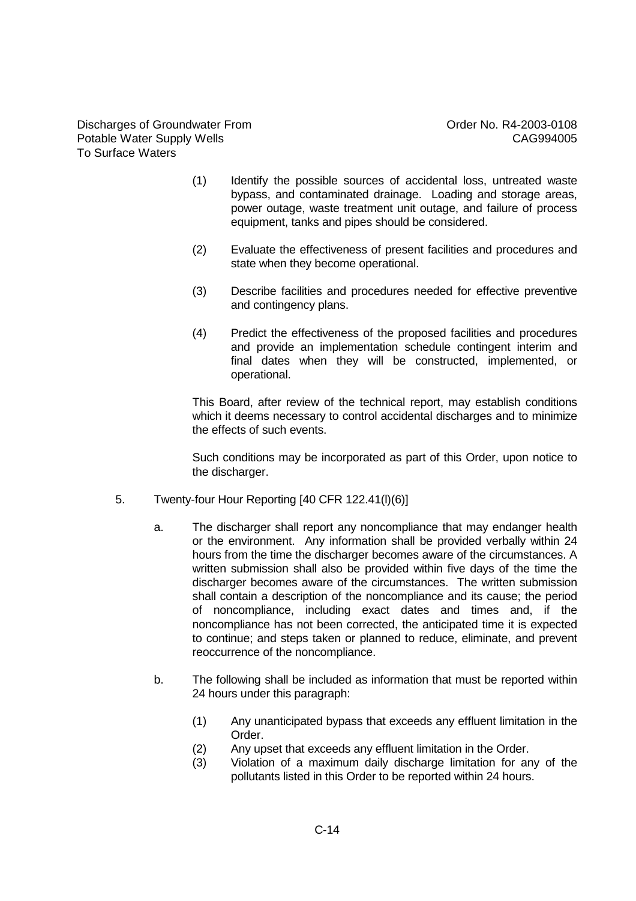(1) Identify the possible sources of accidental loss, untreated waste bypass, and contaminated drainage. Loading and storage areas, power outage, waste treatment unit outage, and failure of process equipment, tanks and pipes should be considered.

(2) Evaluate the effectiveness of present facilities and procedures and state when they become operational.

(3) Describe facilities and procedures needed for effective preventive and contingency plans.

(4) Predict the effectiveness of the proposed facilities and procedures and provide an implementation schedule contingent interim and final dates when they will be constructed, implemented, or operational.

This Board, after review of the technical report, may establish conditions which it deems necessary to control accidental discharges and to minimize the effects of such events.

Such conditions may be incorporated as part of this Order, upon notice to the discharger.

5. Twenty-four Hour Reporting [40 CFR 122.41(l)(6)]

   a. The discharger shall report any noncompliance that may endanger health or the environment. Any information shall be provided verbally within 24 hours from the time the discharger becomes aware of the circumstances. A written submission shall also be provided within five days of the time the discharger becomes aware of the circumstances. The written submission shall contain a description of the noncompliance and its cause; the period of noncompliance, including exact dates and times and, if the noncompliance has not been corrected, the anticipated time it is expected to continue; and steps taken or planned to reduce, eliminate, and prevent reoccurrence of the noncompliance.

   b. The following shall be included as information that must be reported within 24 hours under this paragraph:

      (1) Any unanticipated bypass that exceeds any effluent limitation in the Order.
      (2) Any upset that exceeds any effluent limitation in the Order.
      (3) Violation of a maximum daily discharge limitation for any of the pollutants listed in this Order to be reported within 24 hours.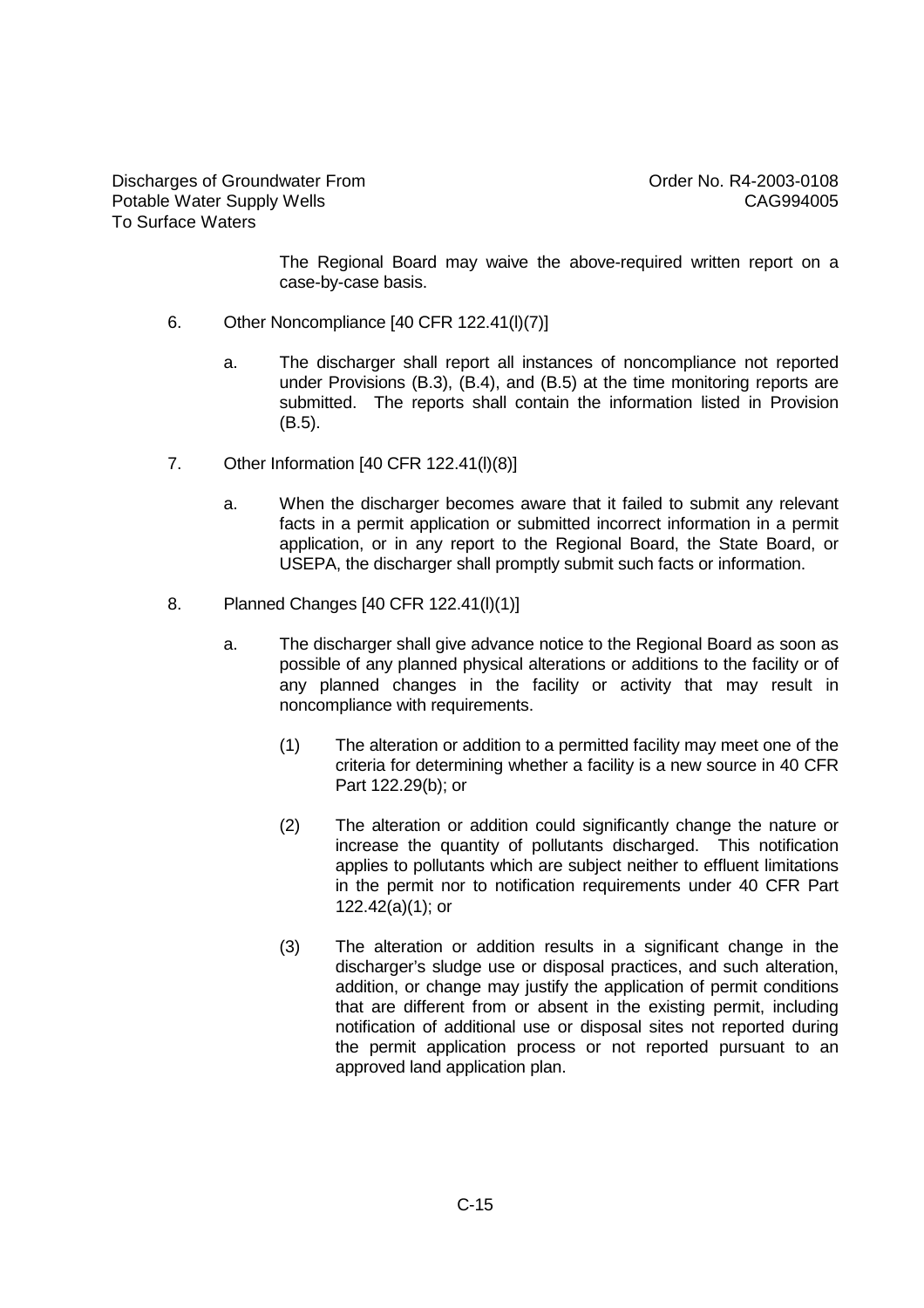The Regional Board may waive the above-required written report on a case-by-case basis.

6. Other Noncompliance [40 CFR 122.41(l)(7)]

   a. The discharger shall report all instances of noncompliance not reported under Provisions (B.3), (B.4), and (B.5) at the time monitoring reports are submitted. The reports shall contain the information listed in Provision (B.5).

7. Other Information [40 CFR 122.41(l)(8)]

   a. When the discharger becomes aware that it failed to submit any relevant facts in a permit application or submitted incorrect information in a permit application, or in any report to the Regional Board, the State Board, or USEPA, the discharger shall promptly submit such facts or information.

8. Planned Changes [40 CFR 122.41(l)(1)]

   a. The discharger shall give advance notice to the Regional Board as soon as possible of any planned physical alterations or additions to the facility or of any planned changes in the facility or activity that may result in noncompliance with requirements.

      (1) The alteration or addition to a permitted facility may meet one of the criteria for determining whether a facility is a new source in 40 CFR Part 122.29(b); or

      (2) The alteration or addition could significantly change the nature or increase the quantity of pollutants discharged. This notification applies to pollutants which are subject neither to effluent limitations in the permit nor to notification requirements under 40 CFR Part 122.42(a)(1); or

      (3) The alteration or addition results in a significant change in the discharger's sludge use or disposal practices, and such alteration, addition, or change may justify the application of permit conditions that are different from or absent in the existing permit, including notification of additional use or disposal sites not reported during the permit application process or not reported pursuant to an approved land application plan.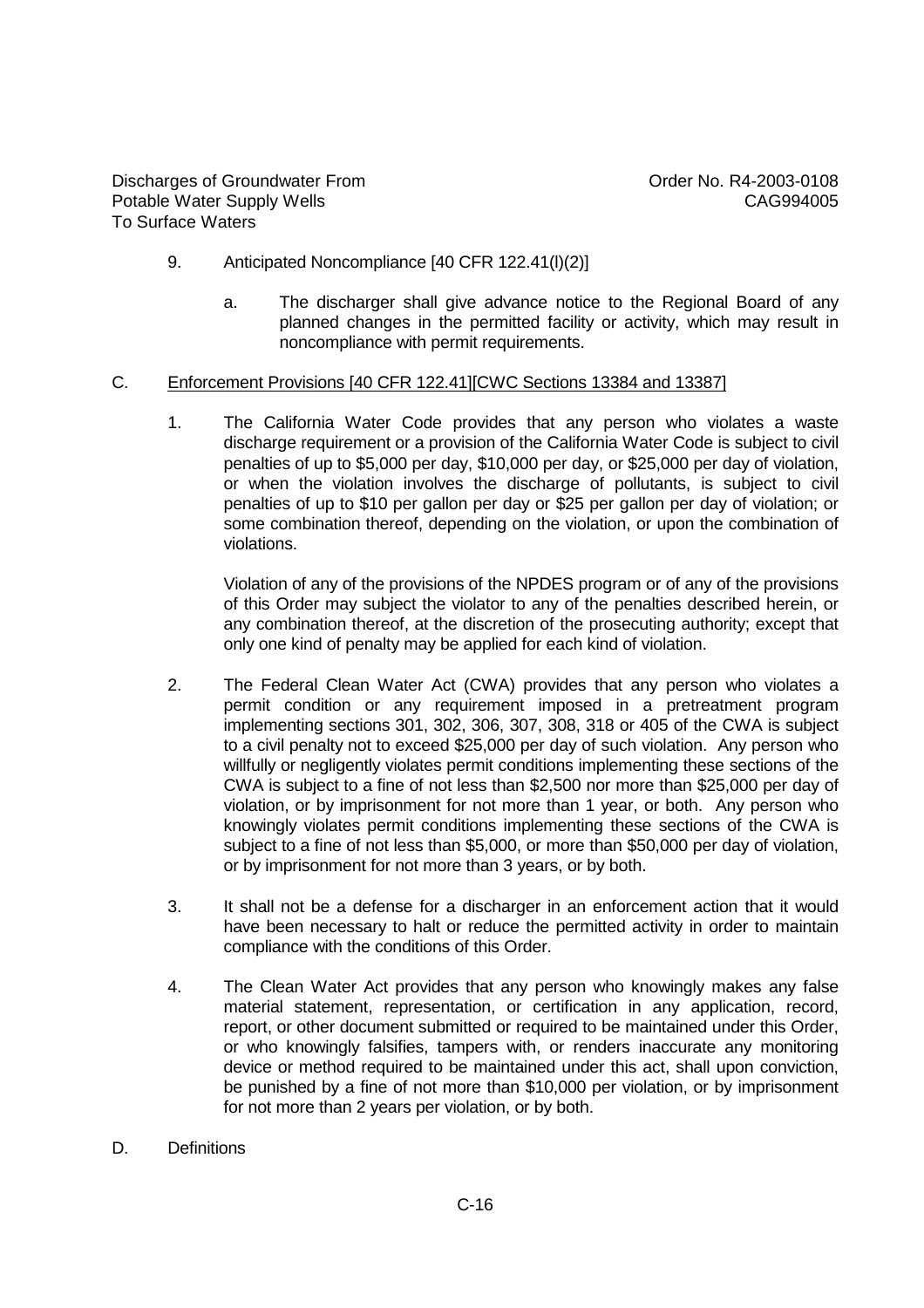9. Anticipated Noncompliance [40 CFR 122.41(l)(2)]

   a. The discharger shall give advance notice to the Regional Board of any planned changes in the permitted facility or activity, which may result in noncompliance with permit requirements.

C. Enforcement Provisions [40 CFR 122.41][CWC Sections 13384 and 13387]

1. The California Water Code provides that any person who violates a waste discharge requirement or a provision of the California Water Code is subject to civil penalties of up to $5,000 per day, $10,000 per day, or $25,000 per day of violation, or when the violation involves the discharge of pollutants, is subject to civil penalties of up to $10 per gallon per day or $25 per gallon per day of violation; or some combination thereof, depending on the violation, or upon the combination of violations.

   Violation of any of the provisions of the NPDES program or of any of the provisions of this Order may subject the violator to any of the penalties described herein, or any combination thereof, at the discretion of the prosecuting authority; except that only one kind of penalty may be applied for each kind of violation.

2. The Federal Clean Water Act (CWA) provides that any person who violates a permit condition or any requirement imposed in a pretreatment program implementing sections 301, 302, 306, 307, 308, 318 or 405 of the CWA is subject to a civil penalty not to exceed $25,000 per day of such violation. Any person who willfully or negligently violates permit conditions implementing these sections of the CWA is subject to a fine of not less than $2,500 nor more than $25,000 per day of violation, or by imprisonment for not more than 1 year, or both. Any person who knowingly violates permit conditions implementing these sections of the CWA is subject to a fine of not less than $5,000, or more than $50,000 per day of violation, or by imprisonment for not more than 3 years, or by both.

3. It shall not be a defense for a discharger in an enforcement action that it would have been necessary to halt or reduce the permitted activity in order to maintain compliance with the conditions of this Order.

4. The Clean Water Act provides that any person who knowingly makes any false material statement, representation, or certification in any application, record, report, or other document submitted or required to be maintained under this Order, or who knowingly falsifies, tampers with, or renders inaccurate any monitoring device or method required to be maintained under this act, shall upon conviction, be punished by a fine of not more than $10,000 per violation, or by imprisonment for not more than 2 years per violation, or by both.

D. Definitions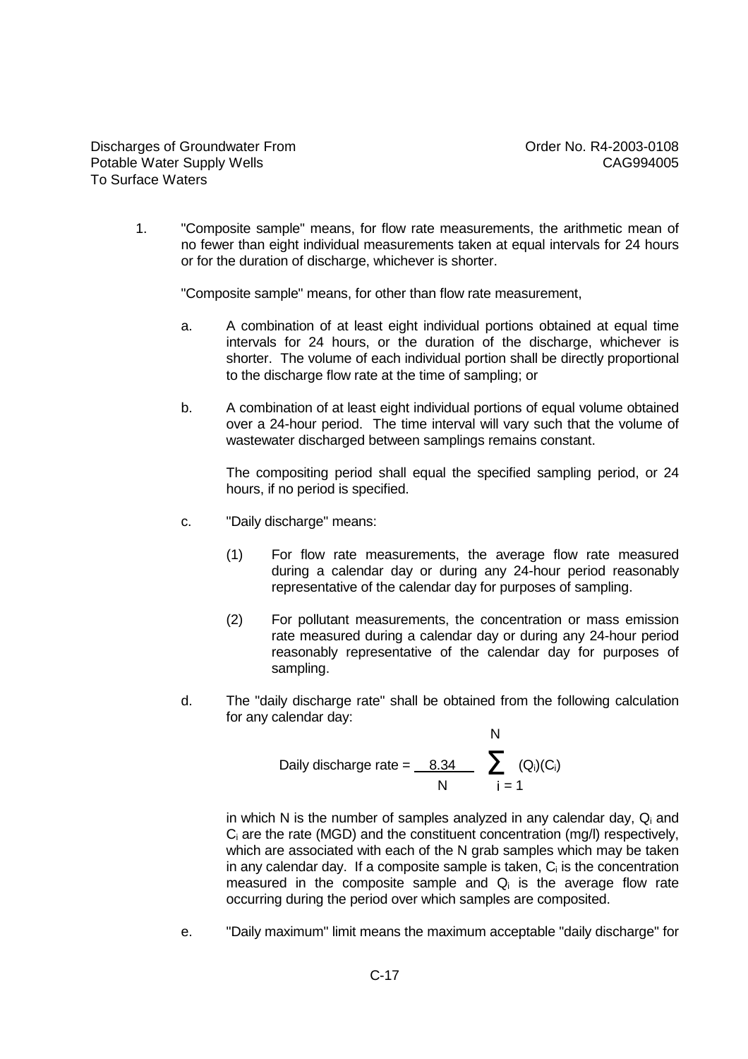1. "Composite sample" means, for flow rate measurements, the arithmetic mean of no fewer than eight individual measurements taken at equal intervals for 24 hours or for the duration of discharge, whichever is shorter.

   "Composite sample" means, for other than flow rate measurement,

   a. A combination of at least eight individual portions obtained at equal time intervals for 24 hours, or the duration of the discharge, whichever is shorter. The volume of each individual portion shall be directly proportional to the discharge flow rate at the time of sampling; or

   b. A combination of at least eight individual portions of equal volume obtained over a 24-hour period. The time interval will vary such that the volume of wastewater discharged between samplings remains constant.

      The compositing period shall equal the specified sampling period, or 24 hours, if no period is specified.

   c. "Daily discharge" means:

      (1) For flow rate measurements, the average flow rate measured during a calendar day or during any 24-hour period reasonably representative of the calendar day for purposes of sampling.

      (2) For pollutant measurements, the concentration or mass emission rate measured during a calendar day or during any 24-hour period reasonably representative of the calendar day for purposes of sampling.

   d. The "daily discharge rate" shall be obtained from the following calculation for any calendar day:

$$\text{Daily discharge rate} = \frac{8.34}{N} \sum_{i=1}^{N} (Q_i)(C_i)$$

      in which N is the number of samples analyzed in any calendar day, $Q_i$ and $C_i$ are the rate (MGD) and the constituent concentration (mg/l) respectively, which are associated with each of the N grab samples which may be taken in any calendar day. If a composite sample is taken, $C_i$ is the concentration measured in the composite sample and $Q_i$ is the average flow rate occurring during the period over which samples are composited.

   e. "Daily maximum" limit means the maximum acceptable "daily discharge" for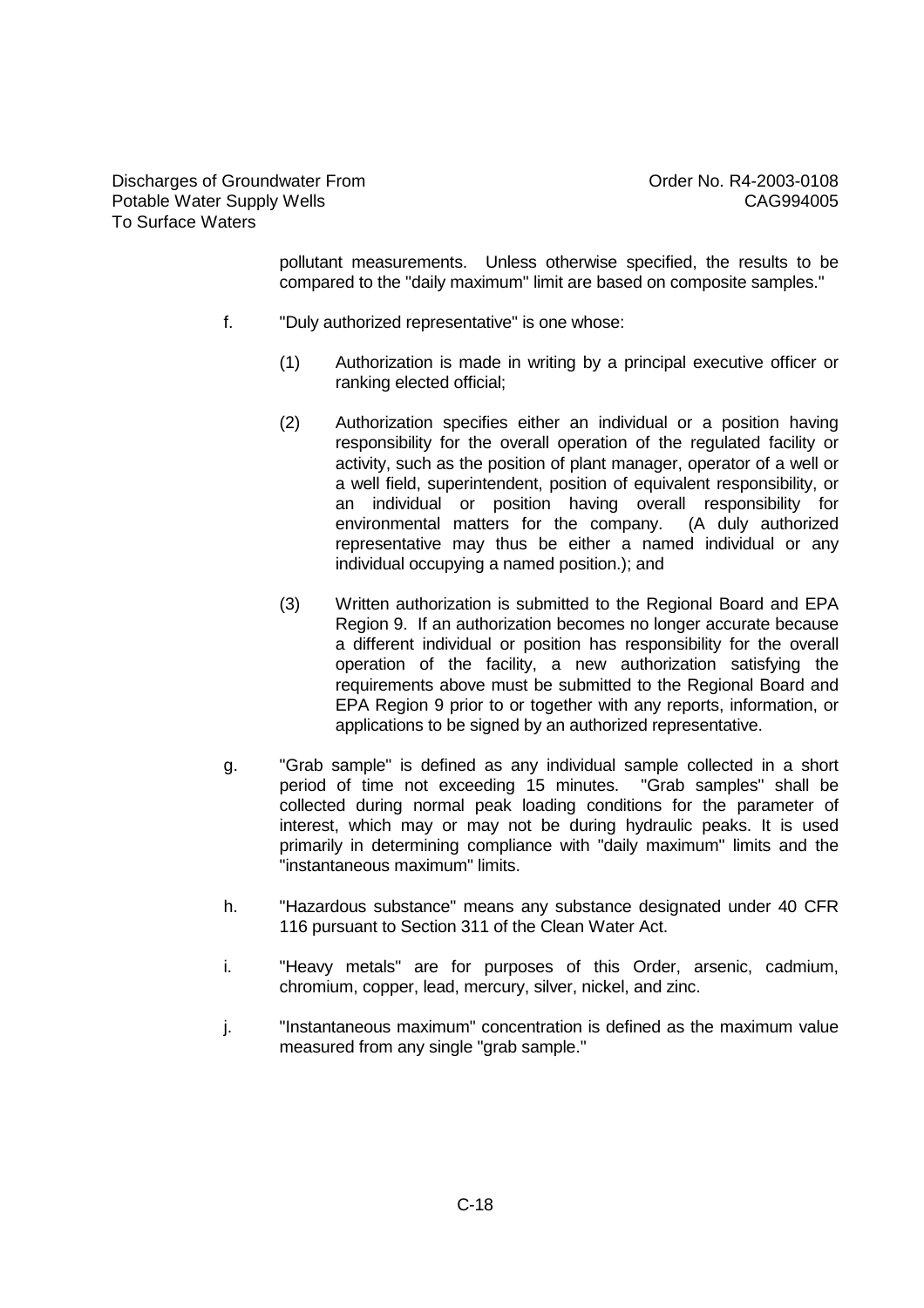pollutant measurements. Unless otherwise specified, the results to be compared to the "daily maximum" limit are based on composite samples."

f. "Duly authorized representative" is one whose:

(1) Authorization is made in writing by a principal executive officer or ranking elected official;

(2) Authorization specifies either an individual or a position having responsibility for the overall operation of the regulated facility or activity, such as the position of plant manager, operator of a well or a well field, superintendent, position of equivalent responsibility, or an individual or position having overall responsibility for environmental matters for the company. (A duly authorized representative may thus be either a named individual or any individual occupying a named position.); and

(3) Written authorization is submitted to the Regional Board and EPA Region 9. If an authorization becomes no longer accurate because a different individual or position has responsibility for the overall operation of the facility, a new authorization satisfying the requirements above must be submitted to the Regional Board and EPA Region 9 prior to or together with any reports, information, or applications to be signed by an authorized representative.

g. "Grab sample" is defined as any individual sample collected in a short period of time not exceeding 15 minutes. "Grab samples" shall be collected during normal peak loading conditions for the parameter of interest, which may or may not be during hydraulic peaks. It is used primarily in determining compliance with "daily maximum" limits and the "instantaneous maximum" limits.

h. "Hazardous substance" means any substance designated under 40 CFR 116 pursuant to Section 311 of the Clean Water Act.

i. "Heavy metals" are for purposes of this Order, arsenic, cadmium, chromium, copper, lead, mercury, silver, nickel, and zinc.

j. "Instantaneous maximum" concentration is defined as the maximum value measured from any single "grab sample."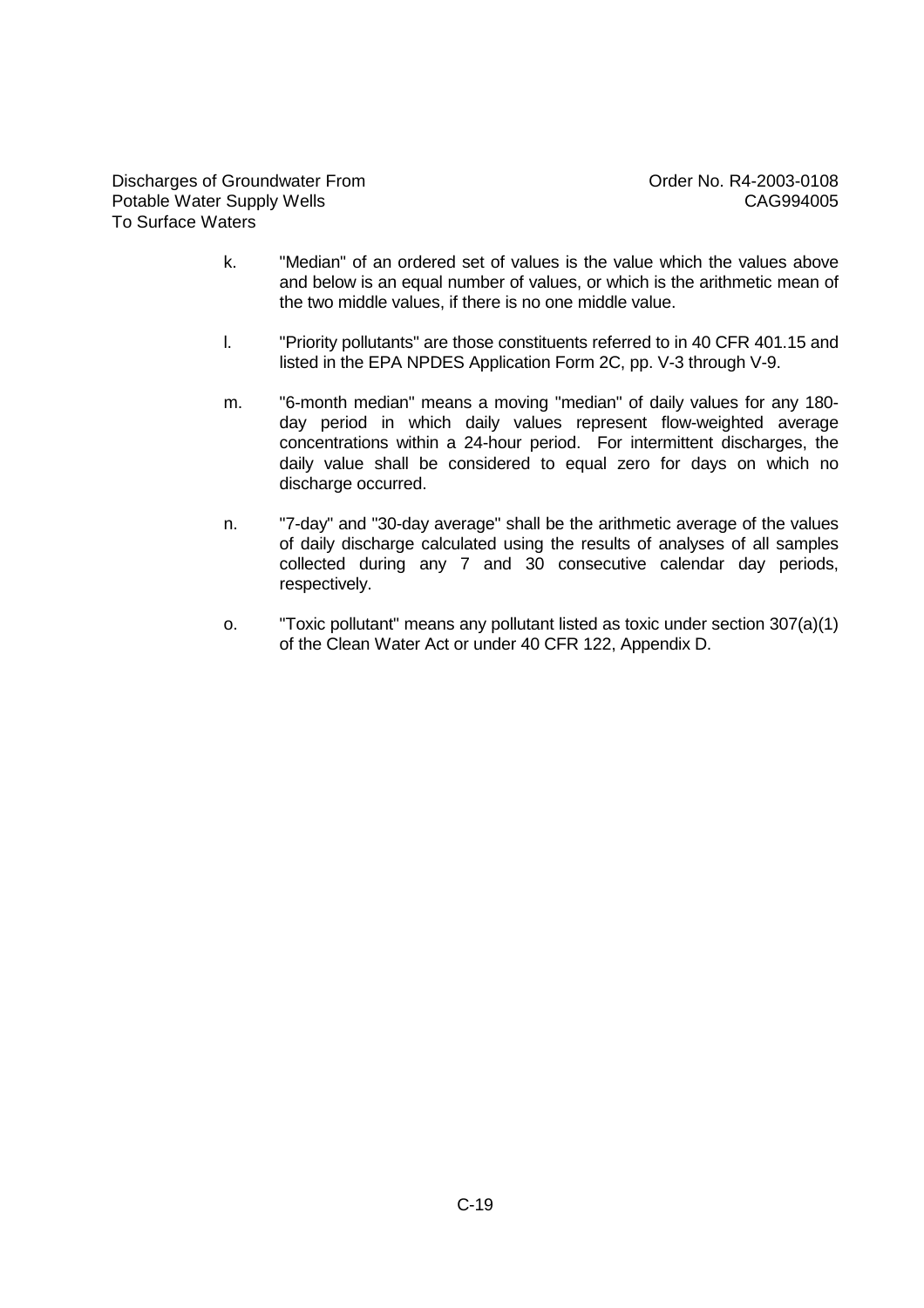k. "Median" of an ordered set of values is the value which the values above and below is an equal number of values, or which is the arithmetic mean of the two middle values, if there is no one middle value.

l. "Priority pollutants" are those constituents referred to in 40 CFR 401.15 and listed in the EPA NPDES Application Form 2C, pp. V-3 through V-9.

m. "6-month median" means a moving "median" of daily values for any 180-day period in which daily values represent flow-weighted average concentrations within a 24-hour period. For intermittent discharges, the daily value shall be considered to equal zero for days on which no discharge occurred.

n. "7-day" and "30-day average" shall be the arithmetic average of the values of daily discharge calculated using the results of analyses of all samples collected during any 7 and 30 consecutive calendar day periods, respectively.

o. "Toxic pollutant" means any pollutant listed as toxic under section 307(a)(1) of the Clean Water Act or under 40 CFR 122, Appendix D.